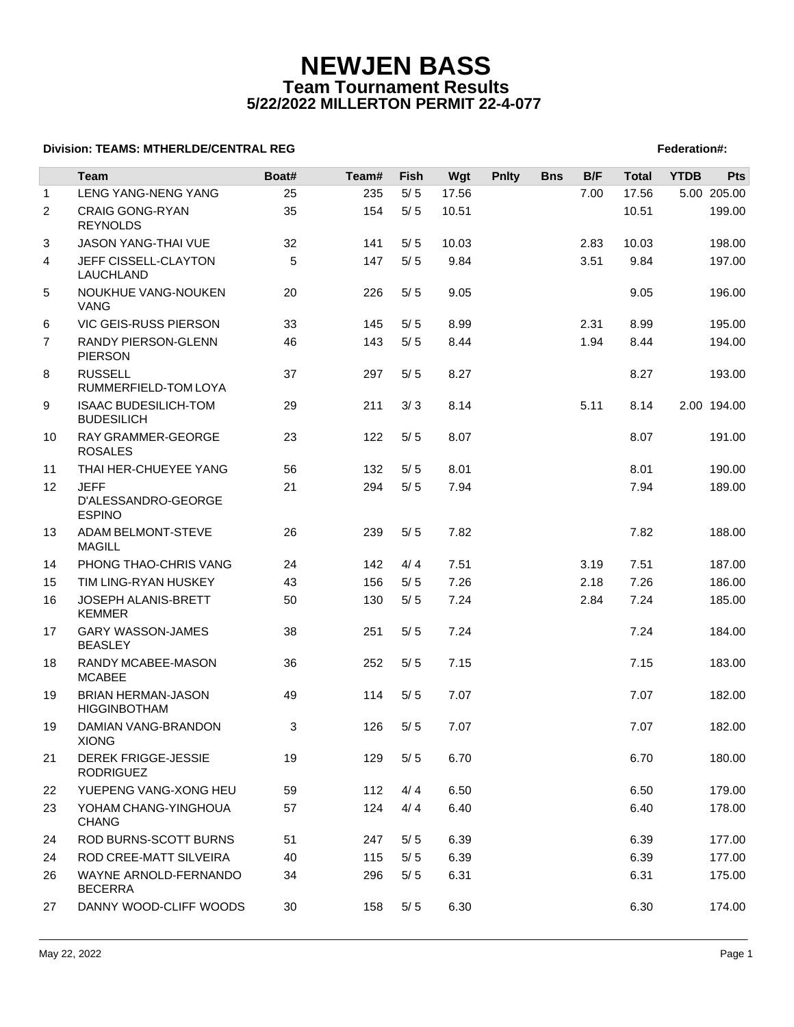# NEWJEN BASS
## Team Tournament Results
### 5/22/2022 MILLERTON PERMIT 22-4-077

**Division: TEAMS: MTHERLDE/CENTRAL REG** **Federation#:**

| | Team | Boat# | Team# | Fish | Wgt | Pnlty | Bns | B/F | Total | YTDB | Pts |
|---|---|---|---|---|---|---|---|---|---|---|---|
| 1 | LENG YANG-NENG YANG | 25 | 235 | 5/ 5 | 17.56 | | | 7.00 | 17.56 | 5.00 | 205.00 |
| 2 | CRAIG GONG-RYAN REYNOLDS | 35 | 154 | 5/ 5 | 10.51 | | | | 10.51 | | 199.00 |
| 3 | JASON YANG-THAI VUE | 32 | 141 | 5/ 5 | 10.03 | | | 2.83 | 10.03 | | 198.00 |
| 4 | JEFF CISSELL-CLAYTON LAUCHLAND | 5 | 147 | 5/ 5 | 9.84 | | | 3.51 | 9.84 | | 197.00 |
| 5 | NOUKHUE VANG-NOUKEN VANG | 20 | 226 | 5/ 5 | 9.05 | | | | 9.05 | | 196.00 |
| 6 | VIC GEIS-RUSS PIERSON | 33 | 145 | 5/ 5 | 8.99 | | | 2.31 | 8.99 | | 195.00 |
| 7 | RANDY PIERSON-GLENN PIERSON | 46 | 143 | 5/ 5 | 8.44 | | | 1.94 | 8.44 | | 194.00 |
| 8 | RUSSELL RUMMERFIELD-TOM LOYA | 37 | 297 | 5/ 5 | 8.27 | | | | 8.27 | | 193.00 |
| 9 | ISAAC BUDESILICH-TOM BUDESILICH | 29 | 211 | 3/ 3 | 8.14 | | | 5.11 | 8.14 | 2.00 | 194.00 |
| 10 | RAY GRAMMER-GEORGE ROSALES | 23 | 122 | 5/ 5 | 8.07 | | | | 8.07 | | 191.00 |
| 11 | THAI HER-CHUEYEE YANG | 56 | 132 | 5/ 5 | 8.01 | | | | 8.01 | | 190.00 |
| 12 | JEFF D'ALESSANDRO-GEORGE ESPINO | 21 | 294 | 5/ 5 | 7.94 | | | | 7.94 | | 189.00 |
| 13 | ADAM BELMONT-STEVE MAGILL | 26 | 239 | 5/ 5 | 7.82 | | | | 7.82 | | 188.00 |
| 14 | PHONG THAO-CHRIS VANG | 24 | 142 | 4/ 4 | 7.51 | | | 3.19 | 7.51 | | 187.00 |
| 15 | TIM LING-RYAN HUSKEY | 43 | 156 | 5/ 5 | 7.26 | | | 2.18 | 7.26 | | 186.00 |
| 16 | JOSEPH ALANIS-BRETT KEMMER | 50 | 130 | 5/ 5 | 7.24 | | | 2.84 | 7.24 | | 185.00 |
| 17 | GARY WASSON-JAMES BEASLEY | 38 | 251 | 5/ 5 | 7.24 | | | | 7.24 | | 184.00 |
| 18 | RANDY MCABEE-MASON MCABEE | 36 | 252 | 5/ 5 | 7.15 | | | | 7.15 | | 183.00 |
| 19 | BRIAN HERMAN-JASON HIGGINBOTHAM | 49 | 114 | 5/ 5 | 7.07 | | | | 7.07 | | 182.00 |
| 19 | DAMIAN VANG-BRANDON XIONG | 3 | 126 | 5/ 5 | 7.07 | | | | 7.07 | | 182.00 |
| 21 | DEREK FRIGGE-JESSIE RODRIGUEZ | 19 | 129 | 5/ 5 | 6.70 | | | | 6.70 | | 180.00 |
| 22 | YUEPENG VANG-XONG HEU | 59 | 112 | 4/ 4 | 6.50 | | | | 6.50 | | 179.00 |
| 23 | YOHAM CHANG-YINGHOUA CHANG | 57 | 124 | 4/ 4 | 6.40 | | | | 6.40 | | 178.00 |
| 24 | ROD BURNS-SCOTT BURNS | 51 | 247 | 5/ 5 | 6.39 | | | | 6.39 | | 177.00 |
| 24 | ROD CREE-MATT SILVEIRA | 40 | 115 | 5/ 5 | 6.39 | | | | 6.39 | | 177.00 |
| 26 | WAYNE ARNOLD-FERNANDO BECERRA | 34 | 296 | 5/ 5 | 6.31 | | | | 6.31 | | 175.00 |
| 27 | DANNY WOOD-CLIFF WOODS | 30 | 158 | 5/ 5 | 6.30 | | | | 6.30 | | 174.00 |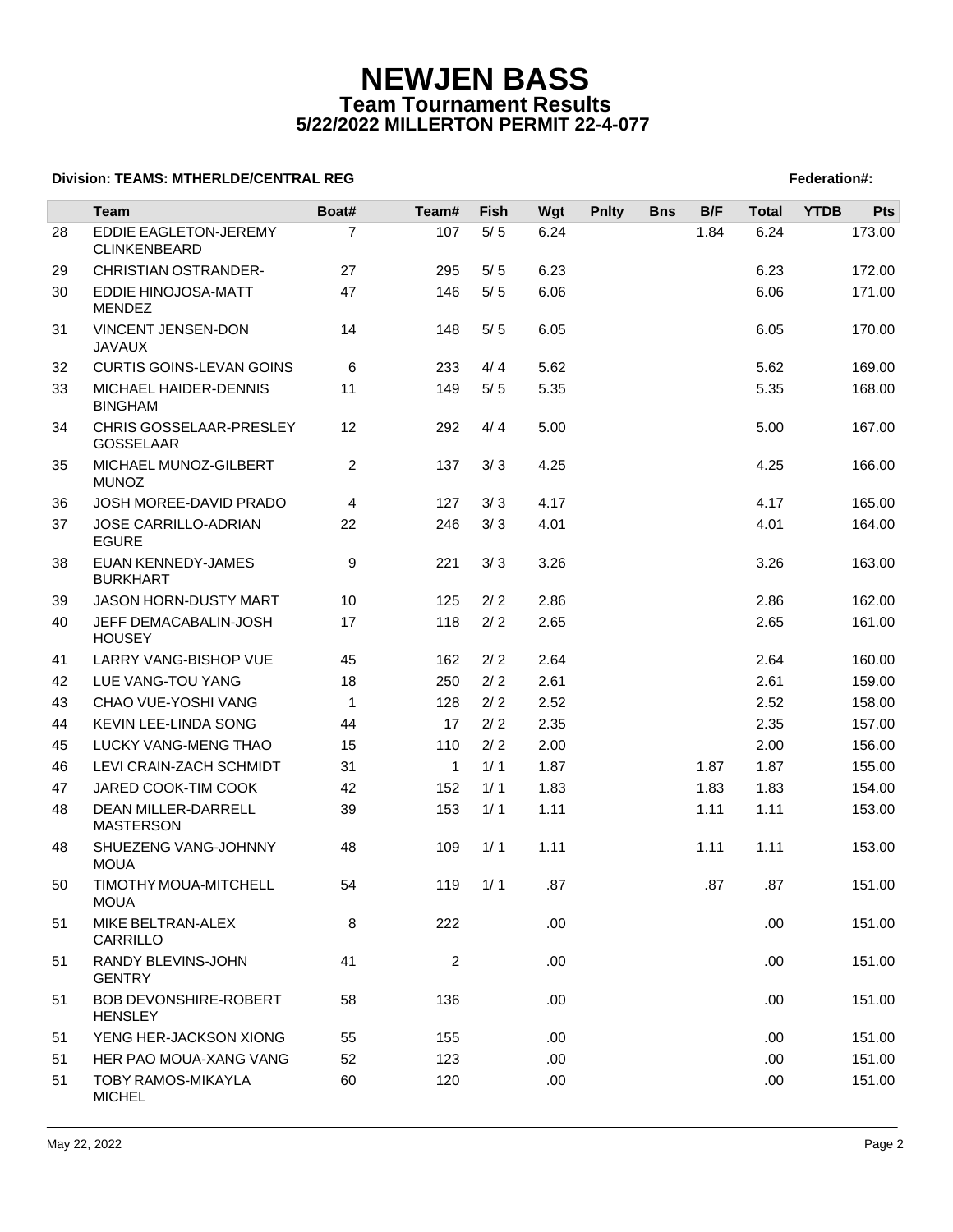# NEWJEN BASS

## Team Tournament Results

### 5/22/2022 MILLERTON PERMIT 22-4-077

**Division: TEAMS: MTHERLDE/CENTRAL REG** **Federation#:**

| | Team | Boat# | Team# | Fish | Wgt | Pnlty | Bns | B/F | Total | YTDB | Pts |
|---|---|---|---|---|---|---|---|---|---|---|---|
| 28 | EDDIE EAGLETON-JEREMY CLINKENBEARD | 7 | 107 | 5/ 5 | 6.24 | | | 1.84 | 6.24 | | 173.00 |
| 29 | CHRISTIAN OSTRANDER- | 27 | 295 | 5/ 5 | 6.23 | | | | 6.23 | | 172.00 |
| 30 | EDDIE HINOJOSA-MATT MENDEZ | 47 | 146 | 5/ 5 | 6.06 | | | | 6.06 | | 171.00 |
| 31 | VINCENT JENSEN-DON JAVAUX | 14 | 148 | 5/ 5 | 6.05 | | | | 6.05 | | 170.00 |
| 32 | CURTIS GOINS-LEVAN GOINS | 6 | 233 | 4/ 4 | 5.62 | | | | 5.62 | | 169.00 |
| 33 | MICHAEL HAIDER-DENNIS BINGHAM | 11 | 149 | 5/ 5 | 5.35 | | | | 5.35 | | 168.00 |
| 34 | CHRIS GOSSELAAR-PRESLEY GOSSELAAR | 12 | 292 | 4/ 4 | 5.00 | | | | 5.00 | | 167.00 |
| 35 | MICHAEL MUNOZ-GILBERT MUNOZ | 2 | 137 | 3/ 3 | 4.25 | | | | 4.25 | | 166.00 |
| 36 | JOSH MOREE-DAVID PRADO | 4 | 127 | 3/ 3 | 4.17 | | | | 4.17 | | 165.00 |
| 37 | JOSE CARRILLO-ADRIAN EGURE | 22 | 246 | 3/ 3 | 4.01 | | | | 4.01 | | 164.00 |
| 38 | EUAN KENNEDY-JAMES BURKHART | 9 | 221 | 3/ 3 | 3.26 | | | | 3.26 | | 163.00 |
| 39 | JASON HORN-DUSTY MART | 10 | 125 | 2/ 2 | 2.86 | | | | 2.86 | | 162.00 |
| 40 | JEFF DEMACABALIN-JOSH HOUSEY | 17 | 118 | 2/ 2 | 2.65 | | | | 2.65 | | 161.00 |
| 41 | LARRY VANG-BISHOP VUE | 45 | 162 | 2/ 2 | 2.64 | | | | 2.64 | | 160.00 |
| 42 | LUE VANG-TOU YANG | 18 | 250 | 2/ 2 | 2.61 | | | | 2.61 | | 159.00 |
| 43 | CHAO VUE-YOSHI VANG | 1 | 128 | 2/ 2 | 2.52 | | | | 2.52 | | 158.00 |
| 44 | KEVIN LEE-LINDA SONG | 44 | 17 | 2/ 2 | 2.35 | | | | 2.35 | | 157.00 |
| 45 | LUCKY VANG-MENG THAO | 15 | 110 | 2/ 2 | 2.00 | | | | 2.00 | | 156.00 |
| 46 | LEVI CRAIN-ZACH SCHMIDT | 31 | 1 | 1/ 1 | 1.87 | | | 1.87 | 1.87 | | 155.00 |
| 47 | JARED COOK-TIM COOK | 42 | 152 | 1/ 1 | 1.83 | | | 1.83 | 1.83 | | 154.00 |
| 48 | DEAN MILLER-DARRELL MASTERSON | 39 | 153 | 1/ 1 | 1.11 | | | 1.11 | 1.11 | | 153.00 |
| 48 | SHUEZENG VANG-JOHNNY MOUA | 48 | 109 | 1/ 1 | 1.11 | | | 1.11 | 1.11 | | 153.00 |
| 50 | TIMOTHY MOUA-MITCHELL MOUA | 54 | 119 | 1/ 1 | .87 | | | .87 | .87 | | 151.00 |
| 51 | MIKE BELTRAN-ALEX CARRILLO | 8 | 222 | | .00 | | | | .00 | | 151.00 |
| 51 | RANDY BLEVINS-JOHN GENTRY | 41 | 2 | | .00 | | | | .00 | | 151.00 |
| 51 | BOB DEVONSHIRE-ROBERT HENSLEY | 58 | 136 | | .00 | | | | .00 | | 151.00 |
| 51 | YENG HER-JACKSON XIONG | 55 | 155 | | .00 | | | | .00 | | 151.00 |
| 51 | HER PAO MOUA-XANG VANG | 52 | 123 | | .00 | | | | .00 | | 151.00 |
| 51 | TOBY RAMOS-MIKAYLA MICHEL | 60 | 120 | | .00 | | | | .00 | | 151.00 |

May 22, 2022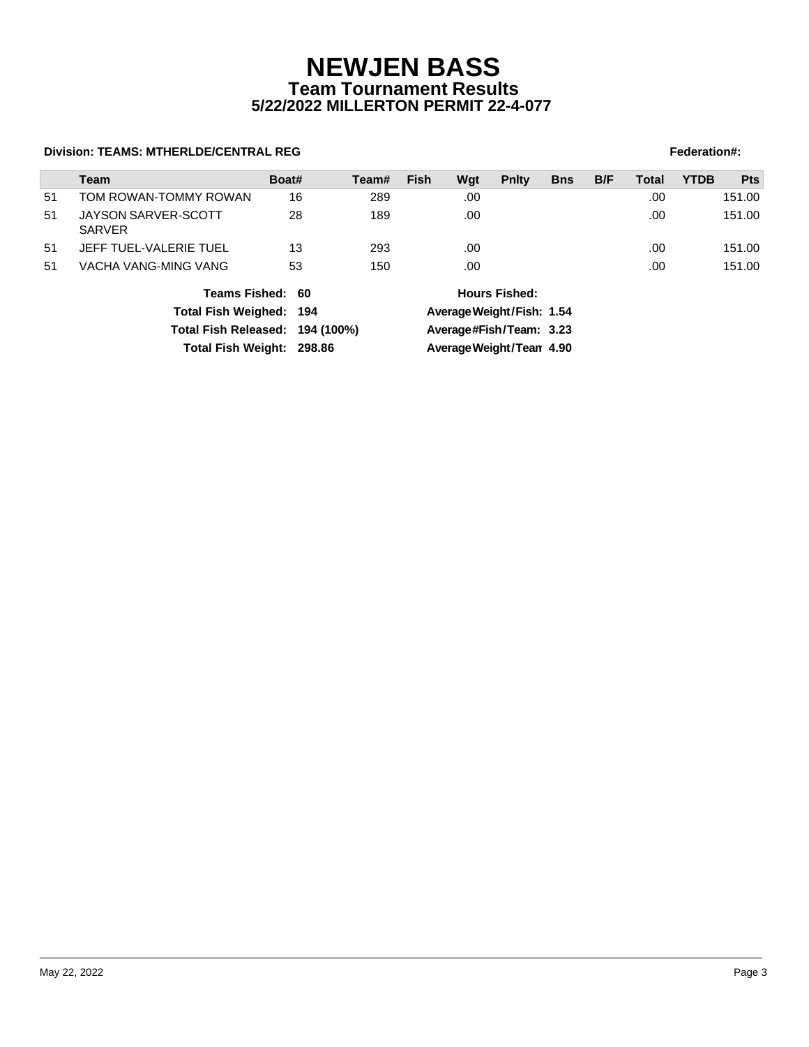# NEWJEN BASS

## Team Tournament Results

### 5/22/2022 MILLERTON PERMIT 22-4-077

**Division: TEAMS: MTHERLDE/CENTRAL REG** **Federation#:**

| | Team | Boat# | Team# | Fish | Wgt | Pnlty | Bns | B/F | Total | YTDB | Pts |
|---|---|---|---|---|---|---|---|---|---|---|---|
| 51 | TOM ROWAN-TOMMY ROWAN | 16 | 289 | | .00 | | | | .00 | | 151.00 |
| 51 | JAYSON SARVER-SCOTT SARVER | 28 | 189 | | .00 | | | | .00 | | 151.00 |
| 51 | JEFF TUEL-VALERIE TUEL | 13 | 293 | | .00 | | | | .00 | | 151.00 |
| 51 | VACHA VANG-MING VANG | 53 | 150 | | .00 | | | | .00 | | 151.00 |

**Teams Fished:** 60
**Total Fish Weighed:** 194
**Total Fish Released:** 194 (100%)
**Total Fish Weight:** 298.86

**Hours Fished:**
**Average Weight/Fish:** 1.54
**Average #Fish/Team:** 3.23
**Average Weight/Tean** 4.90

May 22, 2022